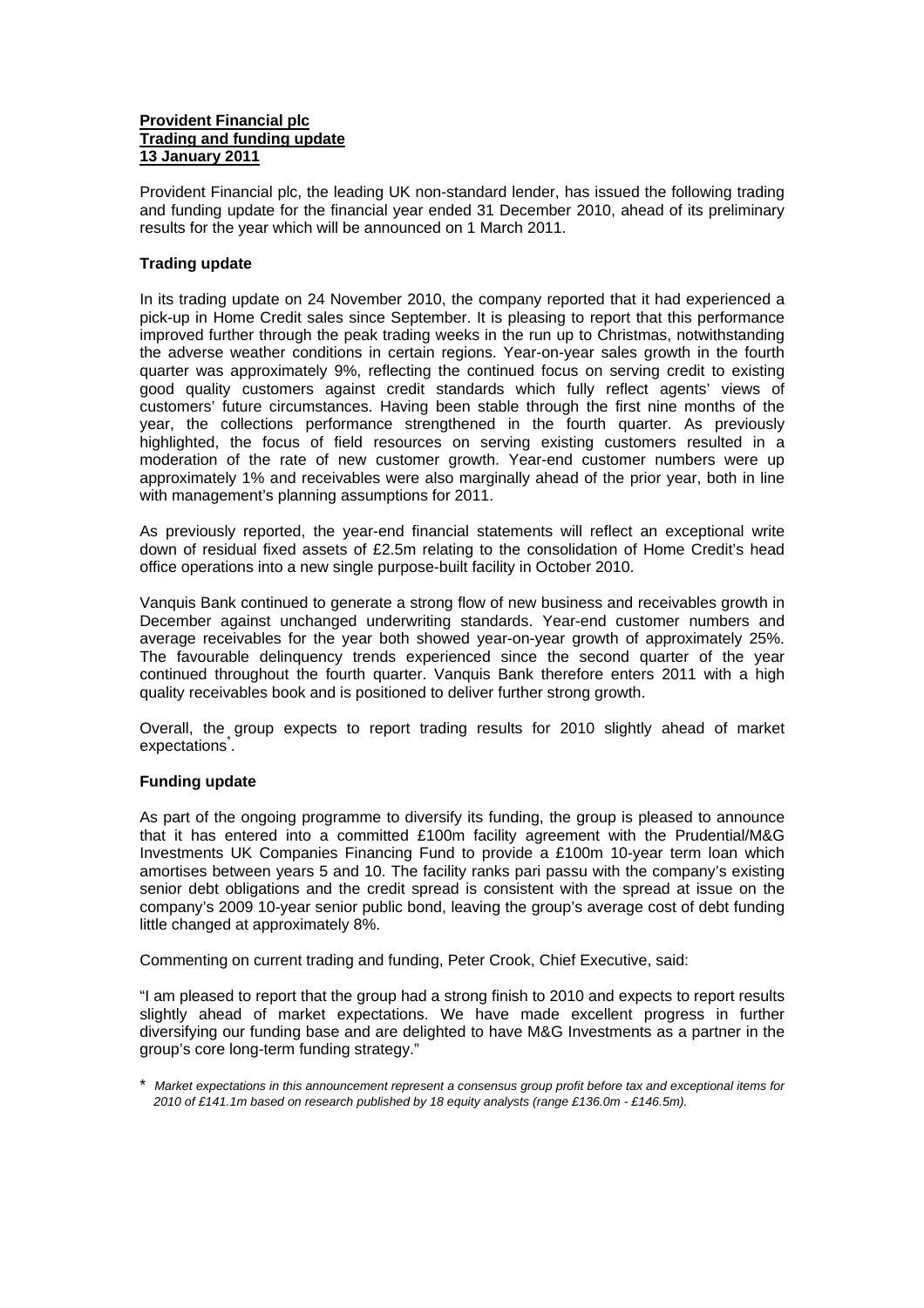**Provident Financial plc**
**Trading and funding update**
**13 January 2011**

Provident Financial plc, the leading UK non-standard lender, has issued the following trading and funding update for the financial year ended 31 December 2010, ahead of its preliminary results for the year which will be announced on 1 March 2011.

**Trading update**

In its trading update on 24 November 2010, the company reported that it had experienced a pick-up in Home Credit sales since September. It is pleasing to report that this performance improved further through the peak trading weeks in the run up to Christmas, notwithstanding the adverse weather conditions in certain regions. Year-on-year sales growth in the fourth quarter was approximately 9%, reflecting the continued focus on serving credit to existing good quality customers against credit standards which fully reflect agents' views of customers' future circumstances. Having been stable through the first nine months of the year, the collections performance strengthened in the fourth quarter. As previously highlighted, the focus of field resources on serving existing customers resulted in a moderation of the rate of new customer growth. Year-end customer numbers were up approximately 1% and receivables were also marginally ahead of the prior year, both in line with management's planning assumptions for 2011.

As previously reported, the year-end financial statements will reflect an exceptional write down of residual fixed assets of £2.5m relating to the consolidation of Home Credit's head office operations into a new single purpose-built facility in October 2010.

Vanquis Bank continued to generate a strong flow of new business and receivables growth in December against unchanged underwriting standards. Year-end customer numbers and average receivables for the year both showed year-on-year growth of approximately 25%. The favourable delinquency trends experienced since the second quarter of the year continued throughout the fourth quarter. Vanquis Bank therefore enters 2011 with a high quality receivables book and is positioned to deliver further strong growth.

Overall, the group expects to report trading results for 2010 slightly ahead of market expectations*.

**Funding update**

As part of the ongoing programme to diversify its funding, the group is pleased to announce that it has entered into a committed £100m facility agreement with the Prudential/M&G Investments UK Companies Financing Fund to provide a £100m 10-year term loan which amortises between years 5 and 10. The facility ranks pari passu with the company's existing senior debt obligations and the credit spread is consistent with the spread at issue on the company's 2009 10-year senior public bond, leaving the group's average cost of debt funding little changed at approximately 8%.

Commenting on current trading and funding, Peter Crook, Chief Executive, said:

"I am pleased to report that the group had a strong finish to 2010 and expects to report results slightly ahead of market expectations. We have made excellent progress in further diversifying our funding base and are delighted to have M&G Investments as a partner in the group's core long-term funding strategy."

\* *Market expectations in this announcement represent a consensus group profit before tax and exceptional items for 2010 of £141.1m based on research published by 18 equity analysts (range £136.0m - £146.5m).*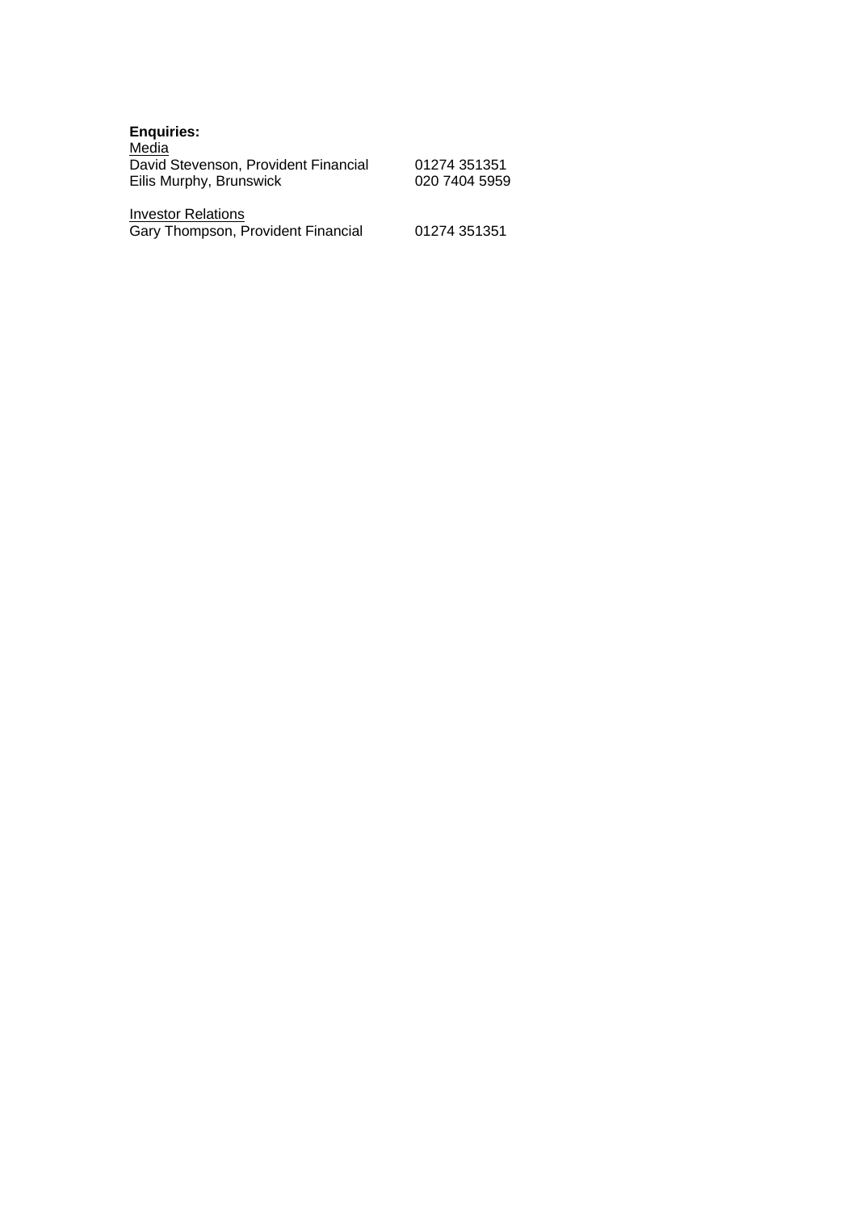**Enquiries:**

Media

| | |
|---|---|
| David Stevenson, Provident Financial | 01274 351351 |
| Eilis Murphy, Brunswick | 020 7404 5959 |

Investor Relations

| | |
|---|---|
| Gary Thompson, Provident Financial | 01274 351351 |